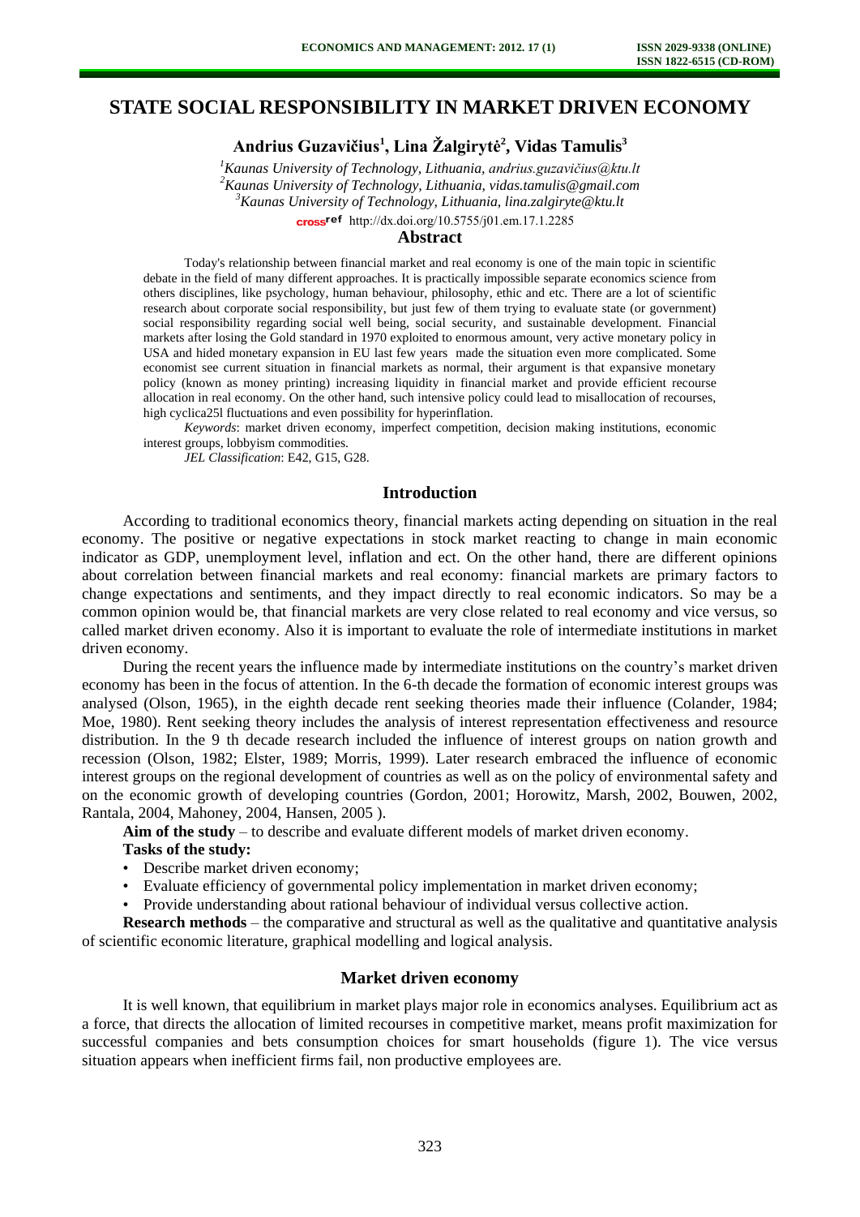# STATE SOCIAL RESPONSIBILITY IN MARKET DRIVEN ECONOMY

**Andrius Guzavičius[1], Lina Žalgirytė[2], Vidas Tamulis[3]**

[1]*Kaunas University of Technology, Lithuania, andrius.guzavičius@ktu.lt*
[2]*Kaunas University of Technology, Lithuania, vidas.tamulis@gmail.com*
[3]*Kaunas University of Technology, Lithuania, lina.zalgiryte@ktu.lt*

crossref http://dx.doi.org/10.5755/j01.em.17.1.2285

## Abstract

Today's relationship between financial market and real economy is one of the main topic in scientific debate in the field of many different approaches. It is practically impossible separate economics science from others disciplines, like psychology, human behaviour, philosophy, ethic and etc. There are a lot of scientific research about corporate social responsibility, but just few of them trying to evaluate state (or government) social responsibility regarding social well being, social security, and sustainable development. Financial markets after losing the Gold standard in 1970 exploited to enormous amount, very active monetary policy in USA and hided monetary expansion in EU last few years made the situation even more complicated. Some economist see current situation in financial markets as normal, their argument is that expansive monetary policy (known as money printing) increasing liquidity in financial market and provide efficient recourse allocation in real economy. On the other hand, such intensive policy could lead to misallocation of recourses, high cyclica25l fluctuations and even possibility for hyperinflation.

*Keywords*: market driven economy, imperfect competition, decision making institutions, economic interest groups, lobbyism commodities.

*JEL Classification*: E42, G15, G28.

## Introduction

According to traditional economics theory, financial markets acting depending on situation in the real economy. The positive or negative expectations in stock market reacting to change in main economic indicator as GDP, unemployment level, inflation and ect. On the other hand, there are different opinions about correlation between financial markets and real economy: financial markets are primary factors to change expectations and sentiments, and they impact directly to real economic indicators. So may be a common opinion would be, that financial markets are very close related to real economy and vice versus, so called market driven economy. Also it is important to evaluate the role of intermediate institutions in market driven economy.

During the recent years the influence made by intermediate institutions on the country's market driven economy has been in the focus of attention. In the 6-th decade the formation of economic interest groups was analysed (Olson, 1965), in the eighth decade rent seeking theories made their influence (Colander, 1984; Moe, 1980). Rent seeking theory includes the analysis of interest representation effectiveness and resource distribution. In the 9 th decade research included the influence of interest groups on nation growth and recession (Olson, 1982; Elster, 1989; Morris, 1999). Later research embraced the influence of economic interest groups on the regional development of countries as well as on the policy of environmental safety and on the economic growth of developing countries (Gordon, 2001; Horowitz, Marsh, 2002, Bouwen, 2002, Rantala, 2004, Mahoney, 2004, Hansen, 2005 ).

**Aim of the study** – to describe and evaluate different models of market driven economy.

**Tasks of the study:**

- Describe market driven economy;
- Evaluate efficiency of governmental policy implementation in market driven economy;
- Provide understanding about rational behaviour of individual versus collective action.

**Research methods** – the comparative and structural as well as the qualitative and quantitative analysis of scientific economic literature, graphical modelling and logical analysis.

## Market driven economy

It is well known, that equilibrium in market plays major role in economics analyses. Equilibrium act as a force, that directs the allocation of limited recourses in competitive market, means profit maximization for successful companies and bets consumption choices for smart households (figure 1). The vice versus situation appears when inefficient firms fail, non productive employees are.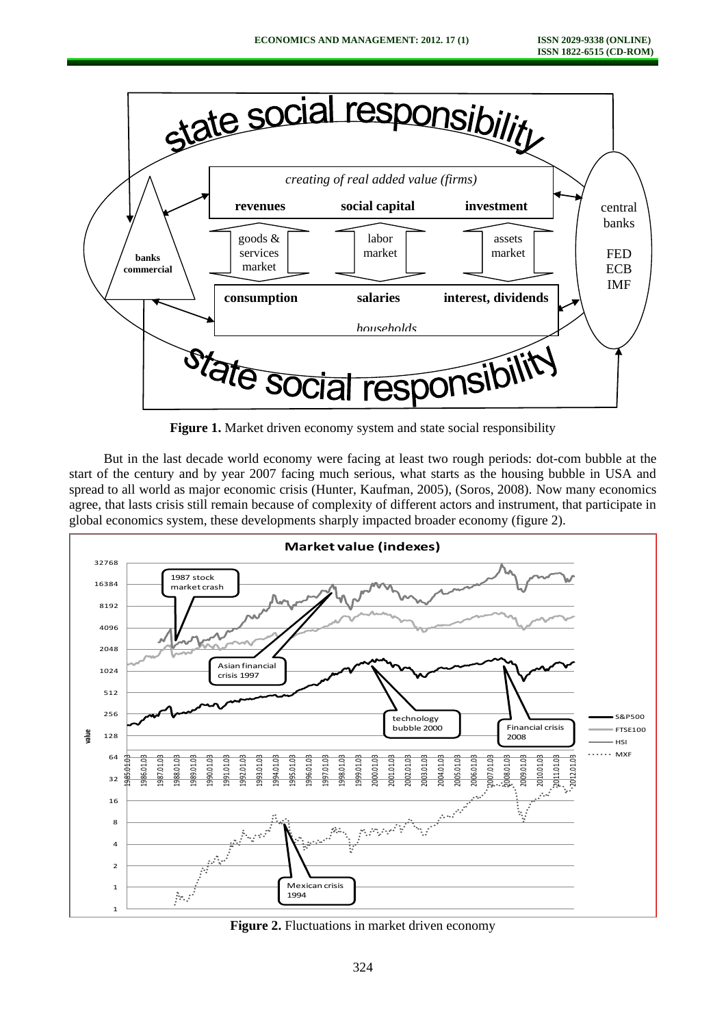**Figure 1.** Market driven economy system and state social responsibility

But in the last decade world economy were facing at least two rough periods: dot-com bubble at the start of the century and by year 2007 facing much serious, what starts as the housing bubble in USA and spread to all world as major economic crisis (Hunter, Kaufman, 2005), (Soros, 2008). Now many economics agree, that lasts crisis still remain because of complexity of different actors and instrument, that participate in global economics system, these developments sharply impacted broader economy (figure 2).

**Figure 2.** Fluctuations in market driven economy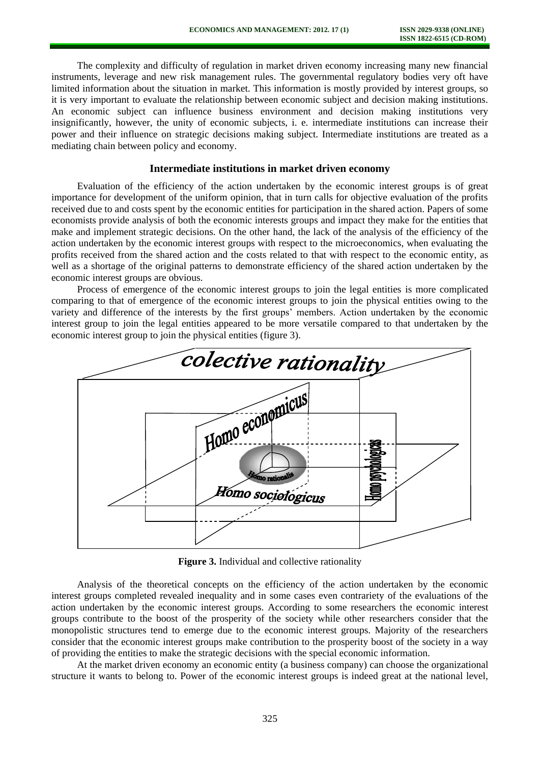The complexity and difficulty of regulation in market driven economy increasing many new financial instruments, leverage and new risk management rules. The governmental regulatory bodies very oft have limited information about the situation in market. This information is mostly provided by interest groups, so it is very important to evaluate the relationship between economic subject and decision making institutions. An economic subject can influence business environment and decision making institutions very insignificantly, however, the unity of economic subjects, i. e. intermediate institutions can increase their power and their influence on strategic decisions making subject. Intermediate institutions are treated as a mediating chain between policy and economy.

## Intermediate institutions in market driven economy

Evaluation of the efficiency of the action undertaken by the economic interest groups is of great importance for development of the uniform opinion, that in turn calls for objective evaluation of the profits received due to and costs spent by the economic entities for participation in the shared action. Papers of some economists provide analysis of both the economic interests groups and impact they make for the entities that make and implement strategic decisions. On the other hand, the lack of the analysis of the efficiency of the action undertaken by the economic interest groups with respect to the microeconomics, when evaluating the profits received from the shared action and the costs related to that with respect to the economic entity, as well as a shortage of the original patterns to demonstrate efficiency of the shared action undertaken by the economic interest groups are obvious.

Process of emergence of the economic interest groups to join the legal entities is more complicated comparing to that of emergence of the economic interest groups to join the physical entities owing to the variety and difference of the interests by the first groups' members. Action undertaken by the economic interest group to join the legal entities appeared to be more versatile compared to that undertaken by the economic interest group to join the physical entities (figure 3).

colective rationality

Homo economicus

Homo rationalis

Homo sociologicus

Homo psychologicus

**Figure 3.** Individual and collective rationality

Analysis of the theoretical concepts on the efficiency of the action undertaken by the economic interest groups completed revealed inequality and in some cases even contrariety of the evaluations of the action undertaken by the economic interest groups. According to some researchers the economic interest groups contribute to the boost of the prosperity of the society while other researchers consider that the monopolistic structures tend to emerge due to the economic interest groups. Majority of the researchers consider that the economic interest groups make contribution to the prosperity boost of the society in a way of providing the entities to make the strategic decisions with the special economic information.

At the market driven economy an economic entity (a business company) can choose the organizational structure it wants to belong to. Power of the economic interest groups is indeed great at the national level,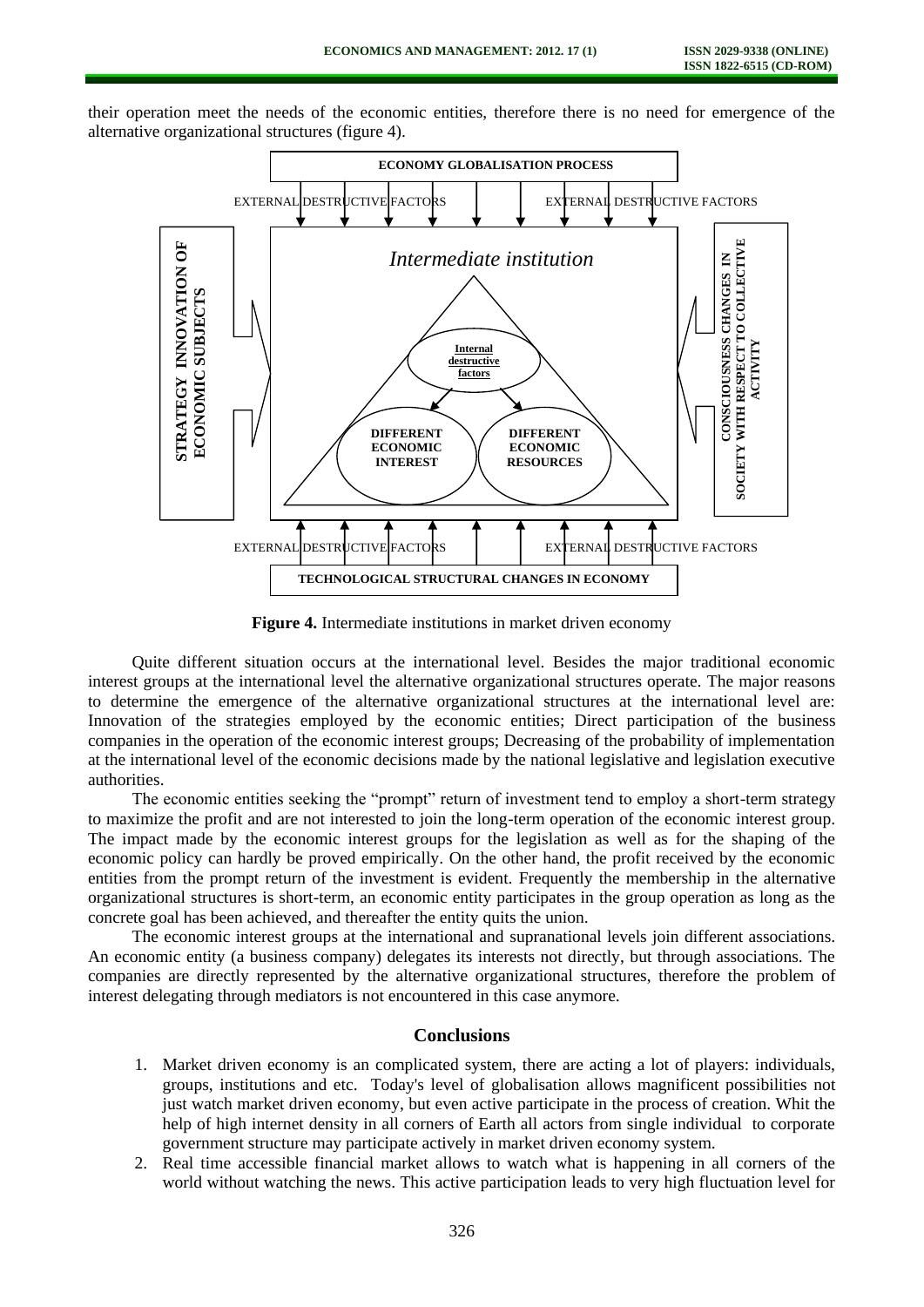their operation meet the needs of the economic entities, therefore there is no need for emergence of the alternative organizational structures (figure 4).

**Figure 4.** Intermediate institutions in market driven economy

Quite different situation occurs at the international level. Besides the major traditional economic interest groups at the international level the alternative organizational structures operate. The major reasons to determine the emergence of the alternative organizational structures at the international level are: Innovation of the strategies employed by the economic entities; Direct participation of the business companies in the operation of the economic interest groups; Decreasing of the probability of implementation at the international level of the economic decisions made by the national legislative and legislation executive authorities.

The economic entities seeking the "prompt" return of investment tend to employ a short-term strategy to maximize the profit and are not interested to join the long-term operation of the economic interest group. The impact made by the economic interest groups for the legislation as well as for the shaping of the economic policy can hardly be proved empirically. On the other hand, the profit received by the economic entities from the prompt return of the investment is evident. Frequently the membership in the alternative organizational structures is short-term, an economic entity participates in the group operation as long as the concrete goal has been achieved, and thereafter the entity quits the union.

The economic interest groups at the international and supranational levels join different associations. An economic entity (a business company) delegates its interests not directly, but through associations. The companies are directly represented by the alternative organizational structures, therefore the problem of interest delegating through mediators is not encountered in this case anymore.

## Conclusions

1. Market driven economy is an complicated system, there are acting a lot of players: individuals, groups, institutions and etc. Today's level of globalisation allows magnificent possibilities not just watch market driven economy, but even active participate in the process of creation. Whit the help of high internet density in all corners of Earth all actors from single individual to corporate government structure may participate actively in market driven economy system.
2. Real time accessible financial market allows to watch what is happening in all corners of the world without watching the news. This active participation leads to very high fluctuation level for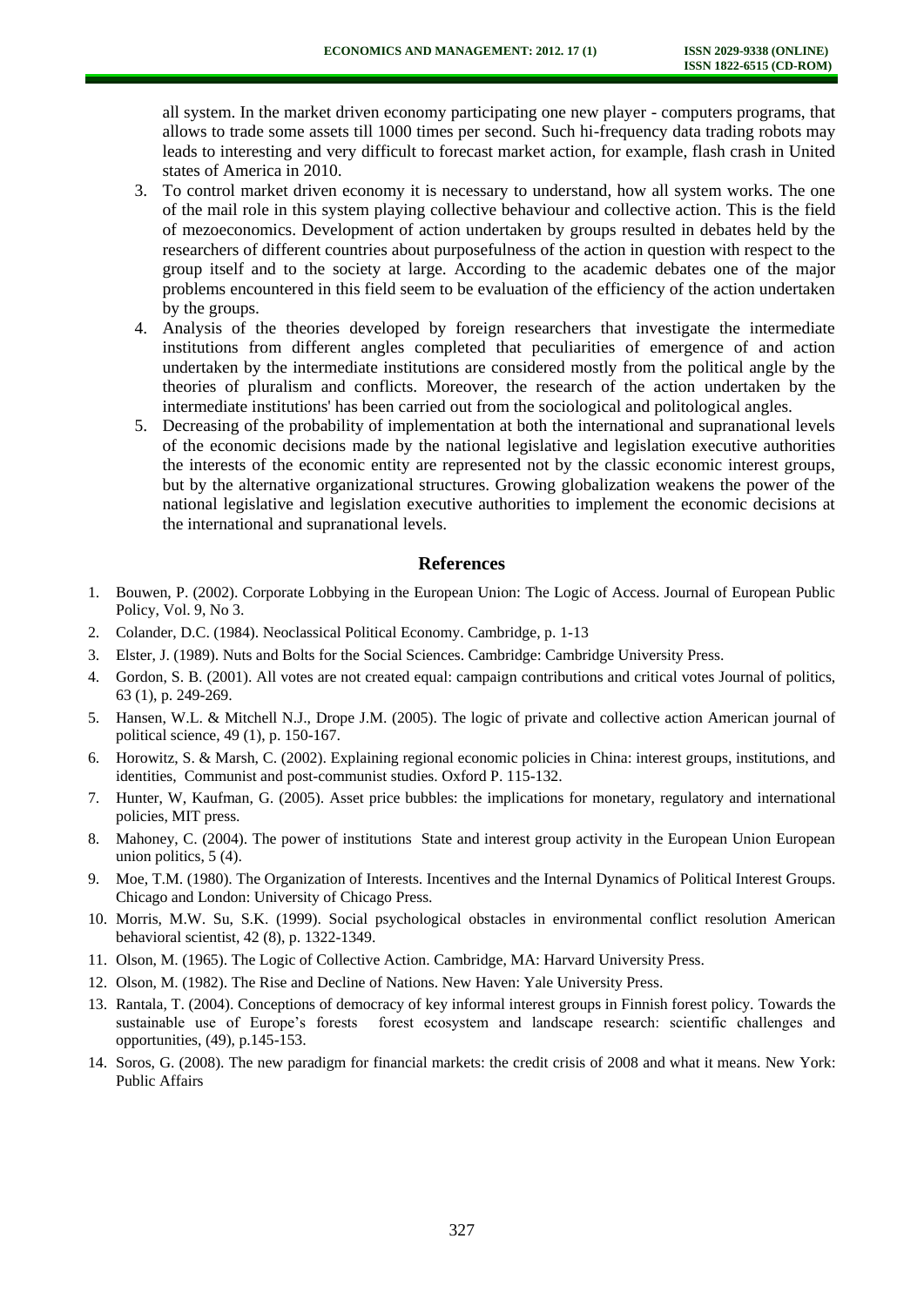all system. In the market driven economy participating one new player - computers programs, that allows to trade some assets till 1000 times per second. Such hi-frequency data trading robots may leads to interesting and very difficult to forecast market action, for example, flash crash in United states of America in 2010.

3. To control market driven economy it is necessary to understand, how all system works. The one of the mail role in this system playing collective behaviour and collective action. This is the field of mezoeconomics. Development of action undertaken by groups resulted in debates held by the researchers of different countries about purposefulness of the action in question with respect to the group itself and to the society at large. According to the academic debates one of the major problems encountered in this field seem to be evaluation of the efficiency of the action undertaken by the groups.
4. Analysis of the theories developed by foreign researchers that investigate the intermediate institutions from different angles completed that peculiarities of emergence of and action undertaken by the intermediate institutions are considered mostly from the political angle by the theories of pluralism and conflicts. Moreover, the research of the action undertaken by the intermediate institutions' has been carried out from the sociological and politological angles.
5. Decreasing of the probability of implementation at both the international and supranational levels of the economic decisions made by the national legislative and legislation executive authorities the interests of the economic entity are represented not by the classic economic interest groups, but by the alternative organizational structures. Growing globalization weakens the power of the national legislative and legislation executive authorities to implement the economic decisions at the international and supranational levels.

## References

1. Bouwen, P. (2002). Corporate Lobbying in the European Union: The Logic of Access. Journal of European Public Policy, Vol. 9, No 3.
2. Colander, D.C. (1984). Neoclassical Political Economy. Cambridge, p. 1-13
3. Elster, J. (1989). Nuts and Bolts for the Social Sciences. Cambridge: Cambridge University Press.
4. Gordon, S. B. (2001). All votes are not created equal: campaign contributions and critical votes Journal of politics, 63 (1), p. 249-269.
5. Hansen, W.L. & Mitchell N.J., Drope J.M. (2005). The logic of private and collective action American journal of political science, 49 (1), p. 150-167.
6. Horowitz, S. & Marsh, C. (2002). Explaining regional economic policies in China: interest groups, institutions, and identities, Communist and post-communist studies. Oxford P. 115-132.
7. Hunter, W, Kaufman, G. (2005). Asset price bubbles: the implications for monetary, regulatory and international policies, MIT press.
8. Mahoney, C. (2004). The power of institutions State and interest group activity in the European Union European union politics, 5 (4).
9. Moe, T.M. (1980). The Organization of Interests. Incentives and the Internal Dynamics of Political Interest Groups. Chicago and London: University of Chicago Press.
10. Morris, M.W. Su, S.K. (1999). Social psychological obstacles in environmental conflict resolution American behavioral scientist, 42 (8), p. 1322-1349.
11. Olson, M. (1965). The Logic of Collective Action. Cambridge, MA: Harvard University Press.
12. Olson, M. (1982). The Rise and Decline of Nations. New Haven: Yale University Press.
13. Rantala, T. (2004). Conceptions of democracy of key informal interest groups in Finnish forest policy. Towards the sustainable use of Europe's forests forest ecosystem and landscape research: scientific challenges and opportunities, (49), p.145-153.
14. Soros, G. (2008). The new paradigm for financial markets: the credit crisis of 2008 and what it means. New York: Public Affairs